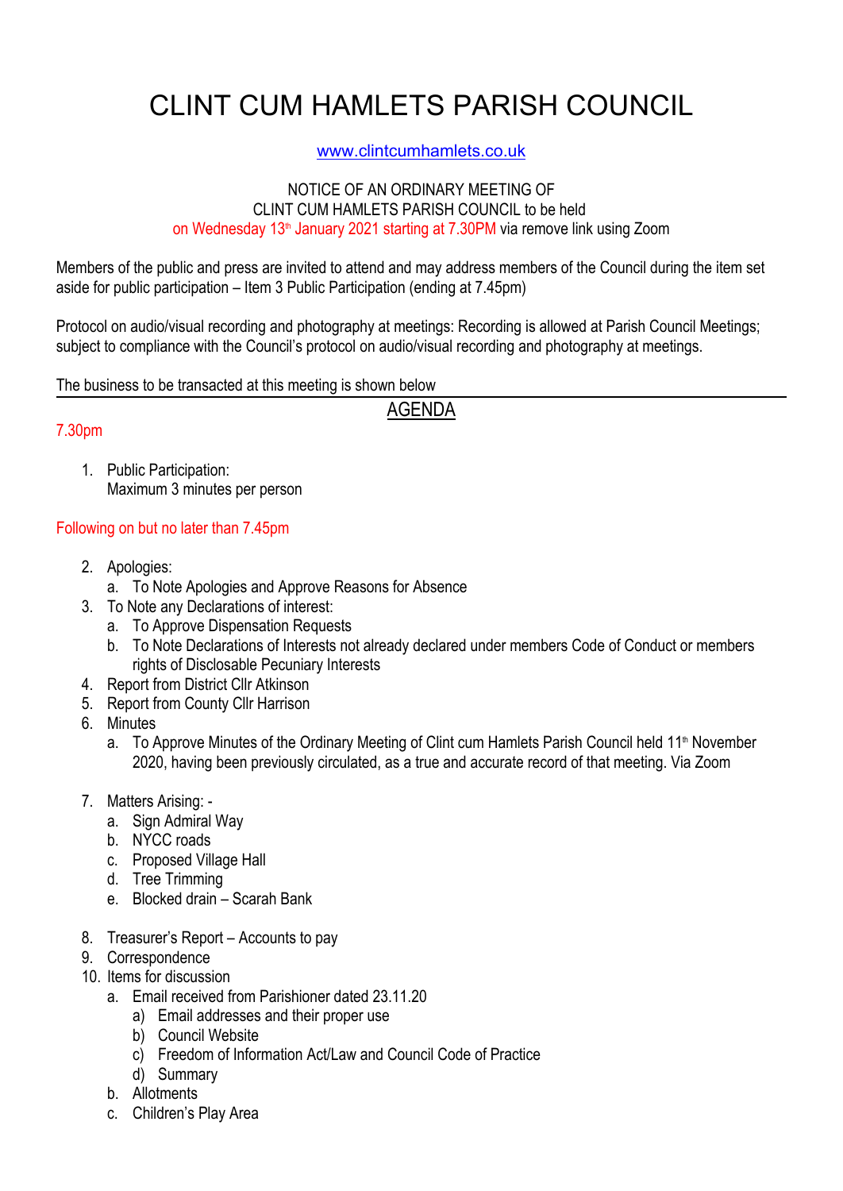# CLINT CUM HAMLETS PARISH COUNCIL

www.clintcumhamlets.co.uk

NOTICE OF AN ORDINARY MEETING OF
CLINT CUM HAMLETS PARISH COUNCIL to be held
on Wednesday 13th January 2021 starting at 7.30PM via remove link using Zoom

Members of the public and press are invited to attend and may address members of the Council during the item set aside for public participation – Item 3 Public Participation (ending at 7.45pm)

Protocol on audio/visual recording and photography at meetings: Recording is allowed at Parish Council Meetings; subject to compliance with the Council's protocol on audio/visual recording and photography at meetings.

The business to be transacted at this meeting is shown below

---

## AGENDA

7.30pm

1. Public Participation:
   Maximum 3 minutes per person

Following on but no later than 7.45pm

2. Apologies:
   a. To Note Apologies and Approve Reasons for Absence
3. To Note any Declarations of interest:
   a. To Approve Dispensation Requests
   b. To Note Declarations of Interests not already declared under members Code of Conduct or members rights of Disclosable Pecuniary Interests
4. Report from District Cllr Atkinson
5. Report from County Cllr Harrison
6. Minutes
   a. To Approve Minutes of the Ordinary Meeting of Clint cum Hamlets Parish Council held 11th November 2020, having been previously circulated, as a true and accurate record of that meeting. Via Zoom
7. Matters Arising: -
   a. Sign Admiral Way
   b. NYCC roads
   c. Proposed Village Hall
   d. Tree Trimming
   e. Blocked drain – Scarah Bank
8. Treasurer's Report – Accounts to pay
9. Correspondence
10. Items for discussion
    a. Email received from Parishioner dated 23.11.20
       a) Email addresses and their proper use
       b) Council Website
       c) Freedom of Information Act/Law and Council Code of Practice
       d) Summary
    b. Allotments
    c. Children's Play Area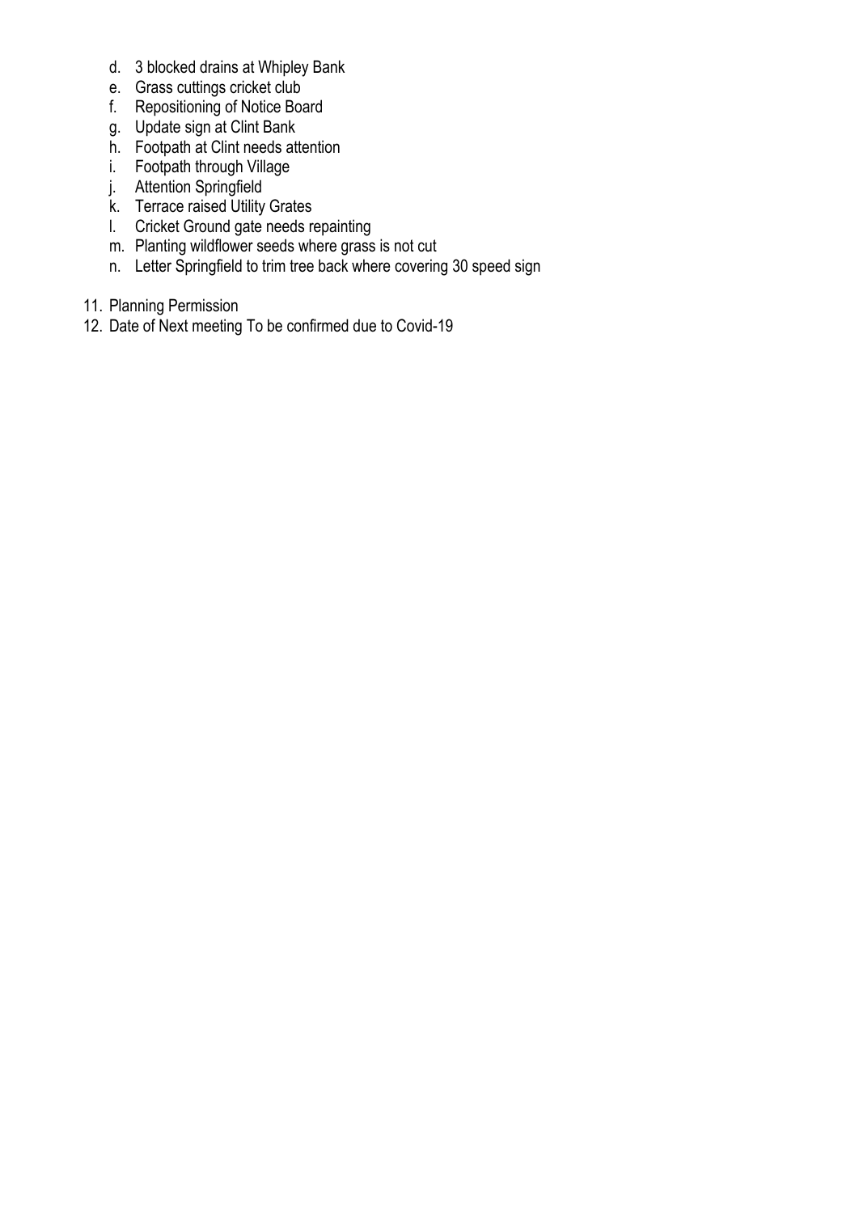d. 3 blocked drains at Whipley Bank
e. Grass cuttings cricket club
f. Repositioning of Notice Board
g. Update sign at Clint Bank
h. Footpath at Clint needs attention
i. Footpath through Village
j. Attention Springfield
k. Terrace raised Utility Grates
l. Cricket Ground gate needs repainting
m. Planting wildflower seeds where grass is not cut
n. Letter Springfield to trim tree back where covering 30 speed sign

11. Planning Permission
12. Date of Next meeting To be confirmed due to Covid-19